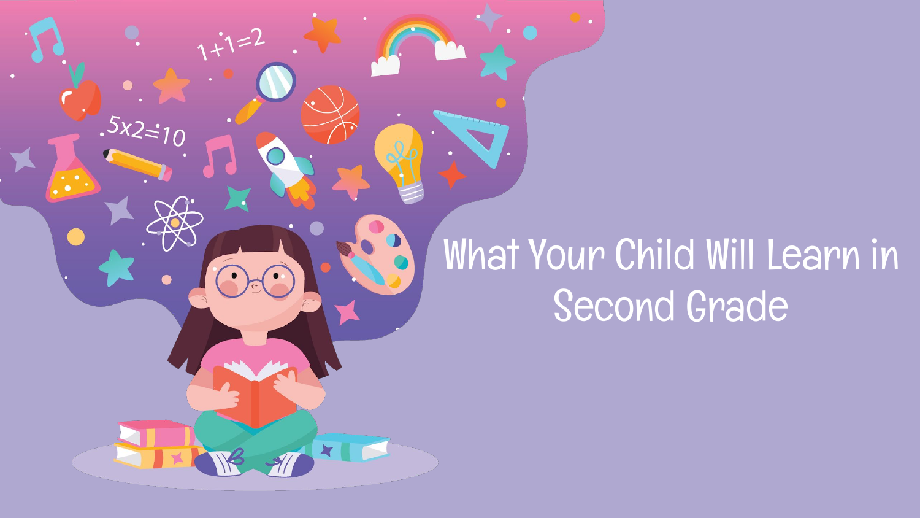# What Your Child Will Learn in Second Grade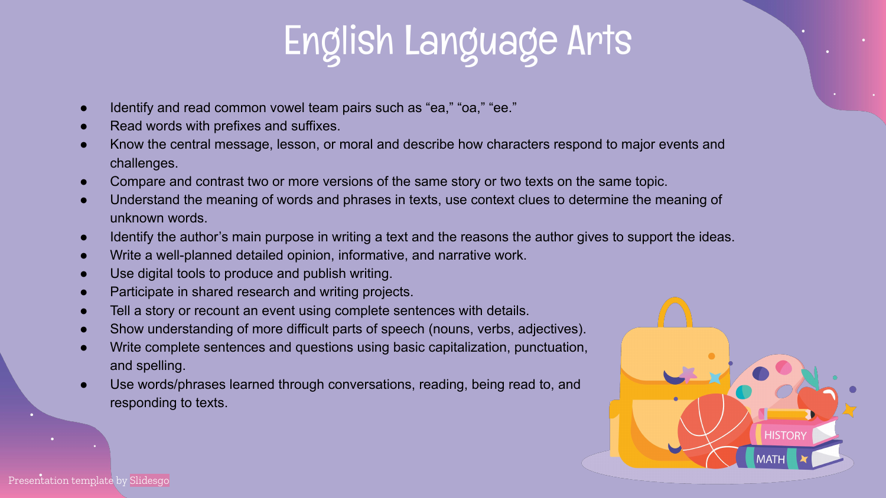# English Language Arts

- Identify and read common vowel team pairs such as “ea,” “oa,” “ee.”
- Read words with prefixes and suffixes.
- Know the central message, lesson, or moral and describe how characters respond to major events and challenges.
- Compare and contrast two or more versions of the same story or two texts on the same topic.
- Understand the meaning of words and phrases in texts, use context clues to determine the meaning of unknown words.
- Identify the author’s main purpose in writing a text and the reasons the author gives to support the ideas.
- Write a well-planned detailed opinion, informative, and narrative work.
- Use digital tools to produce and publish writing.
- Participate in shared research and writing projects.
- Tell a story or recount an event using complete sentences with details.
- Show understanding of more difficult parts of speech (nouns, verbs, adjectives).
- Write complete sentences and questions using basic capitalization, punctuation, and spelling.
- Use words/phrases learned through conversations, reading, being read to, and responding to texts.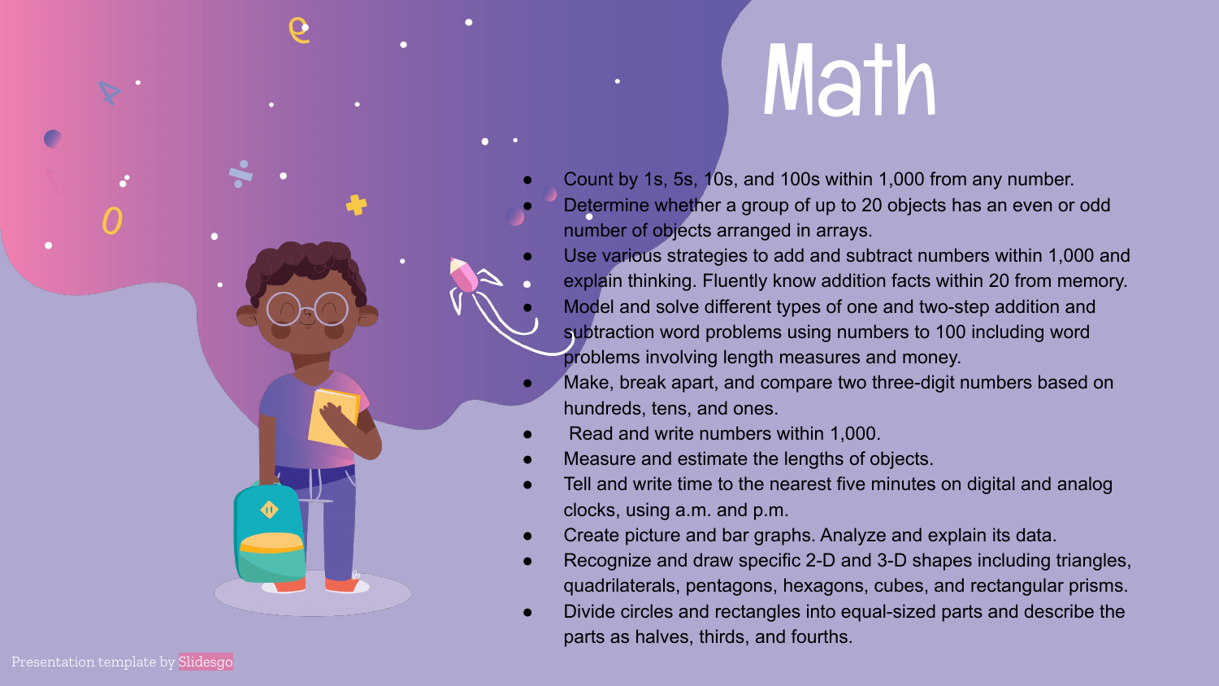# Math

- Count by 1s, 5s, 10s, and 100s within 1,000 from any number.
- Determine whether a group of up to 20 objects has an even or odd number of objects arranged in arrays.
- Use various strategies to add and subtract numbers within 1,000 and explain thinking. Fluently know addition facts within 20 from memory.
- Model and solve different types of one and two-step addition and subtraction word problems using numbers to 100 including word problems involving length measures and money.
- Make, break apart, and compare two three-digit numbers based on hundreds, tens, and ones.
- Read and write numbers within 1,000.
- Measure and estimate the lengths of objects.
- Tell and write time to the nearest five minutes on digital and analog clocks, using a.m. and p.m.
- Create picture and bar graphs. Analyze and explain its data.
- Recognize and draw specific 2-D and 3-D shapes including triangles, quadrilaterals, pentagons, hexagons, cubes, and rectangular prisms.
- Divide circles and rectangles into equal-sized parts and describe the parts as halves, thirds, and fourths.

Presentation template by Slidesgo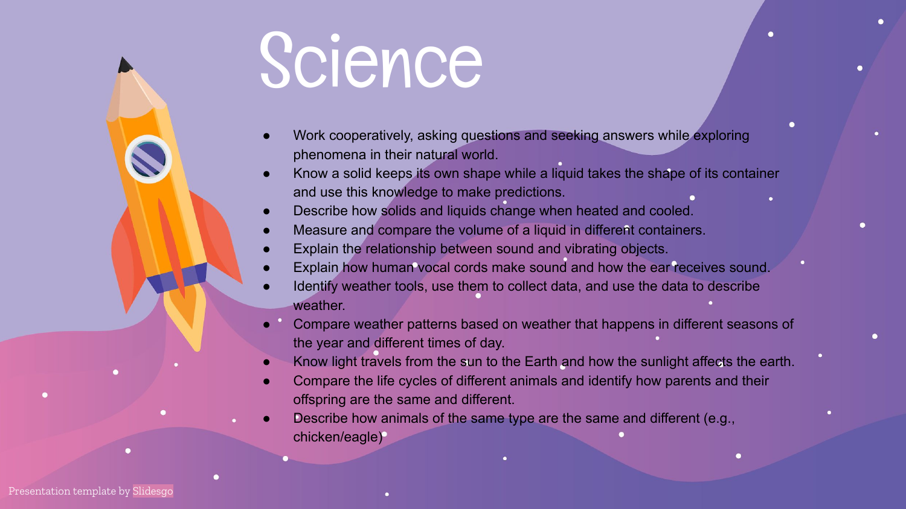# Science

- Work cooperatively, asking questions and seeking answers while exploring phenomena in their natural world.
- Know a solid keeps its own shape while a liquid takes the shape of its container and use this knowledge to make predictions.
- Describe how solids and liquids change when heated and cooled.
- Measure and compare the volume of a liquid in different containers.
- Explain the relationship between sound and vibrating objects.
- Explain how human vocal cords make sound and how the ear receives sound.
- Identify weather tools, use them to collect data, and use the data to describe weather.
- Compare weather patterns based on weather that happens in different seasons of the year and different times of day.
- Know light travels from the sun to the Earth and how the sunlight affects the earth.
- Compare the life cycles of different animals and identify how parents and their offspring are the same and different.
- Describe how animals of the same type are the same and different (e.g., chicken/eagle)

Presentation template by Slidesgo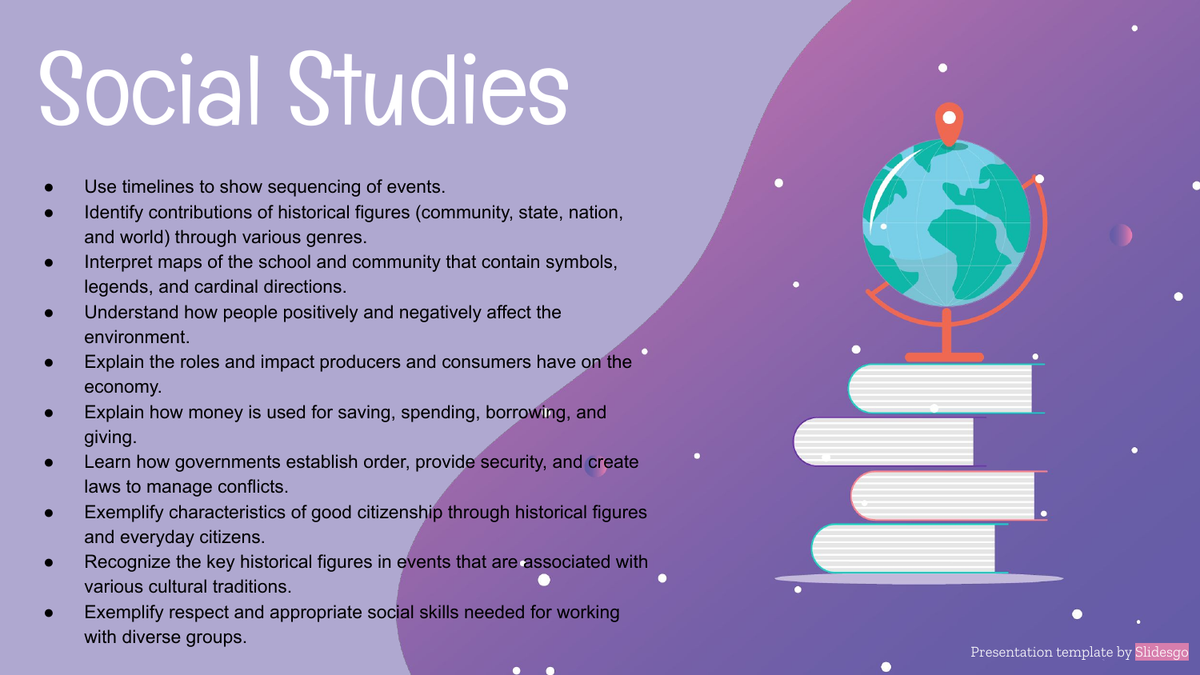# Social Studies

- Use timelines to show sequencing of events.
- Identify contributions of historical figures (community, state, nation, and world) through various genres.
- Interpret maps of the school and community that contain symbols, legends, and cardinal directions.
- Understand how people positively and negatively affect the environment.
- Explain the roles and impact producers and consumers have on the economy.
- Explain how money is used for saving, spending, borrowing, and giving.
- Learn how governments establish order, provide security, and create laws to manage conflicts.
- Exemplify characteristics of good citizenship through historical figures and everyday citizens.
- Recognize the key historical figures in events that are associated with various cultural traditions.
- Exemplify respect and appropriate social skills needed for working with diverse groups.

Presentation template by Slidesgo